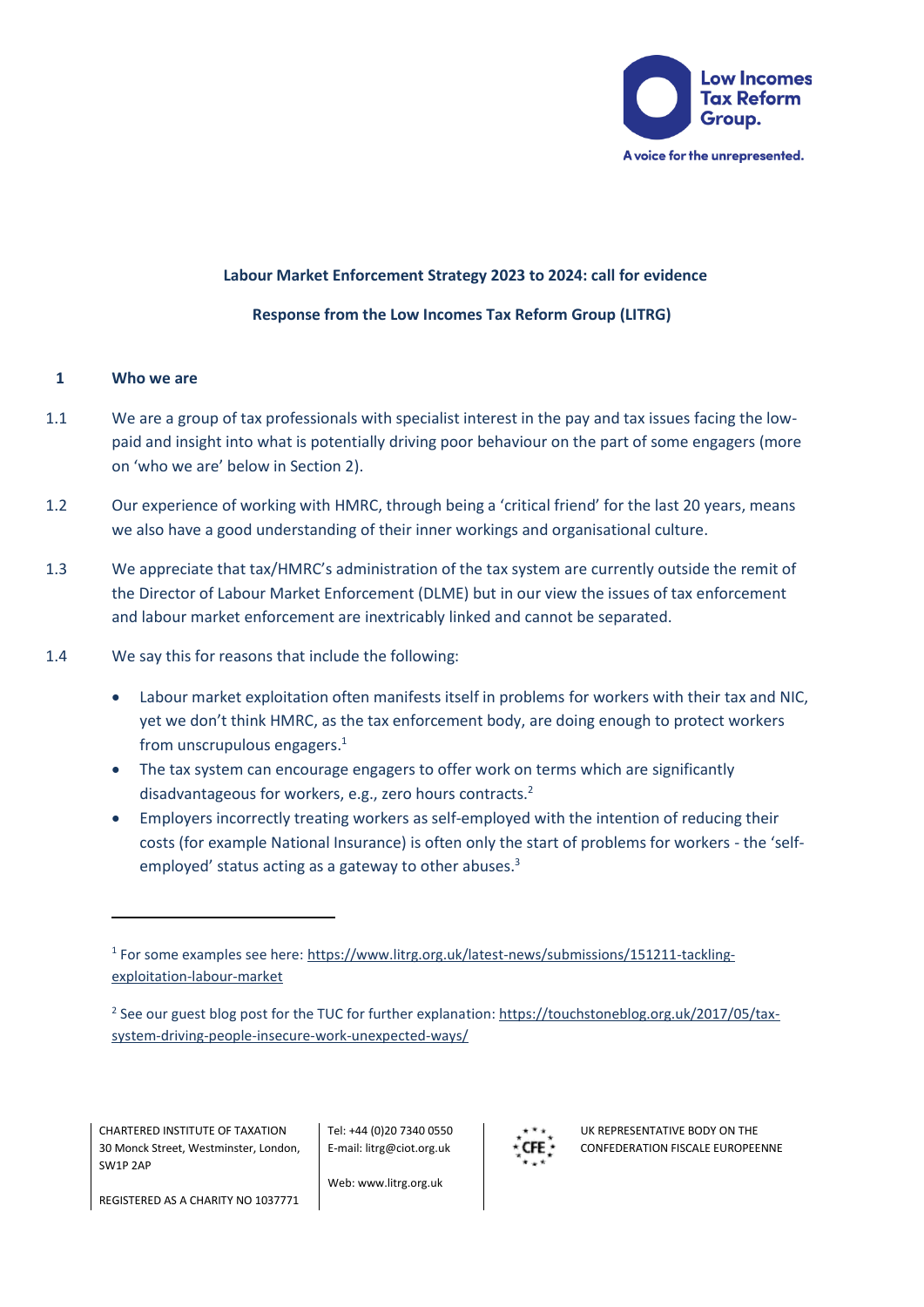**Labour Market Enforcement Strategy 2023 to 2024: call for evidence**

**Response from the Low Incomes Tax Reform Group (LITRG)**

## 1 Who we are

1.1 We are a group of tax professionals with specialist interest in the pay and tax issues facing the low-paid and insight into what is potentially driving poor behaviour on the part of some engagers (more on 'who we are' below in Section 2).

1.2 Our experience of working with HMRC, through being a 'critical friend' for the last 20 years, means we also have a good understanding of their inner workings and organisational culture.

1.3 We appreciate that tax/HMRC's administration of the tax system are currently outside the remit of the Director of Labour Market Enforcement (DLME) but in our view the issues of tax enforcement and labour market enforcement are inextricably linked and cannot be separated.

1.4 We say this for reasons that include the following:

- Labour market exploitation often manifests itself in problems for workers with their tax and NIC, yet we don't think HMRC, as the tax enforcement body, are doing enough to protect workers from unscrupulous engagers.[1]
- The tax system can encourage engagers to offer work on terms which are significantly disadvantageous for workers, e.g., zero hours contracts.[2]
- Employers incorrectly treating workers as self-employed with the intention of reducing their costs (for example National Insurance) is often only the start of problems for workers - the 'self-employed' status acting as a gateway to other abuses.[3]

---

[1] For some examples see here: https://www.litrg.org.uk/latest-news/submissions/151211-tackling-exploitation-labour-market

[2] See our guest blog post for the TUC for further explanation: https://touchstoneblog.org.uk/2017/05/tax-system-driving-people-insecure-work-unexpected-ways/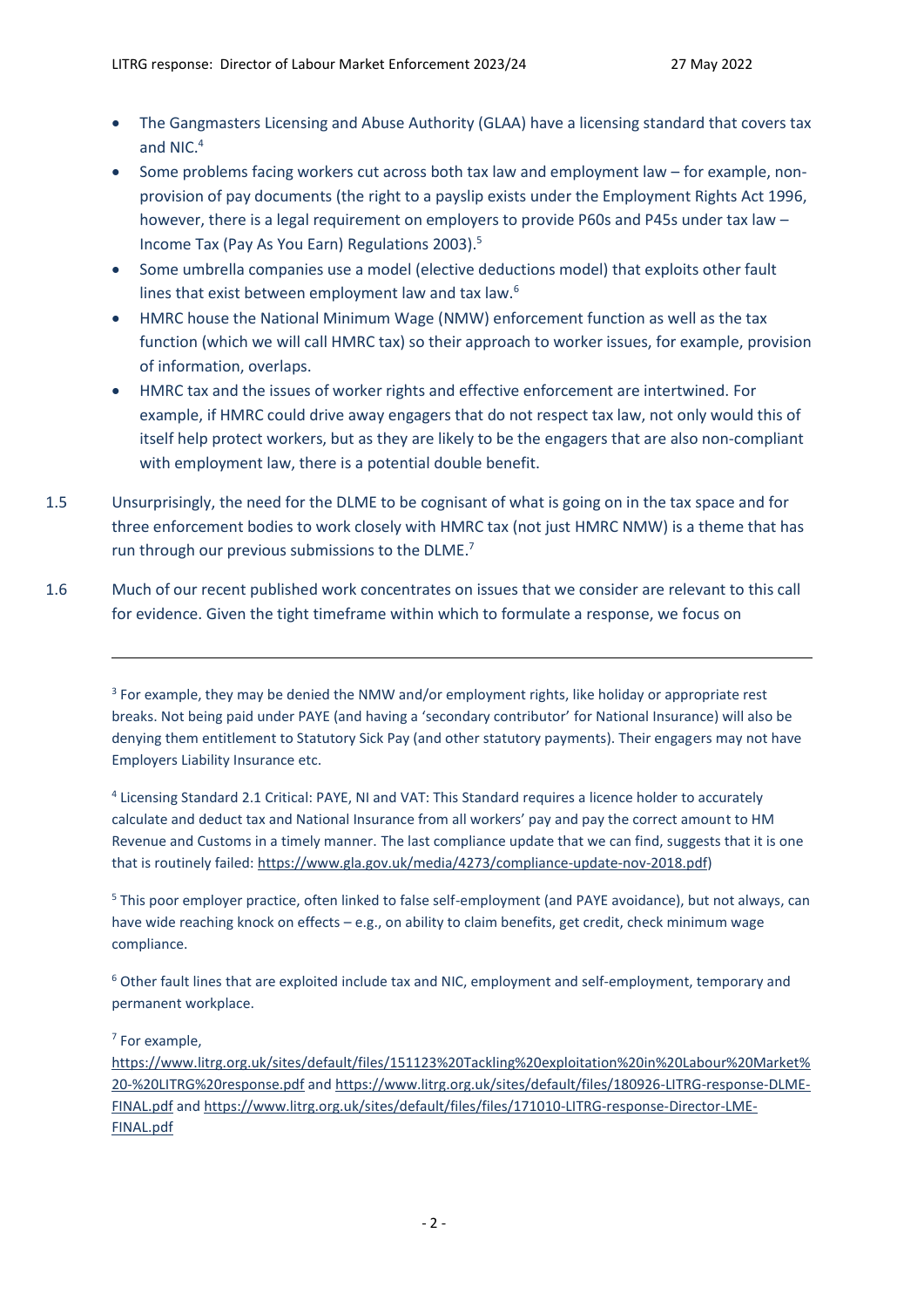- The Gangmasters Licensing and Abuse Authority (GLAA) have a licensing standard that covers tax and NIC.[4]
- Some problems facing workers cut across both tax law and employment law – for example, non-provision of pay documents (the right to a payslip exists under the Employment Rights Act 1996, however, there is a legal requirement on employers to provide P60s and P45s under tax law – Income Tax (Pay As You Earn) Regulations 2003).[5]
- Some umbrella companies use a model (elective deductions model) that exploits other fault lines that exist between employment law and tax law.[6]
- HMRC house the National Minimum Wage (NMW) enforcement function as well as the tax function (which we will call HMRC tax) so their approach to worker issues, for example, provision of information, overlaps.
- HMRC tax and the issues of worker rights and effective enforcement are intertwined. For example, if HMRC could drive away engagers that do not respect tax law, not only would this of itself help protect workers, but as they are likely to be the engagers that are also non-compliant with employment law, there is a potential double benefit.

1.5 Unsurprisingly, the need for the DLME to be cognisant of what is going on in the tax space and for three enforcement bodies to work closely with HMRC tax (not just HMRC NMW) is a theme that has run through our previous submissions to the DLME.[7]

1.6 Much of our recent published work concentrates on issues that we consider are relevant to this call for evidence. Given the tight timeframe within which to formulate a response, we focus on

---

[3] For example, they may be denied the NMW and/or employment rights, like holiday or appropriate rest breaks. Not being paid under PAYE (and having a 'secondary contributor' for National Insurance) will also be denying them entitlement to Statutory Sick Pay (and other statutory payments). Their engagers may not have Employers Liability Insurance etc.

[4] Licensing Standard 2.1 Critical: PAYE, NI and VAT: This Standard requires a licence holder to accurately calculate and deduct tax and National Insurance from all workers' pay and pay the correct amount to HM Revenue and Customs in a timely manner. The last compliance update that we can find, suggests that it is one that is routinely failed: https://www.gla.gov.uk/media/4273/compliance-update-nov-2018.pdf)

[5] This poor employer practice, often linked to false self-employment (and PAYE avoidance), but not always, can have wide reaching knock on effects – e.g., on ability to claim benefits, get credit, check minimum wage compliance.

[6] Other fault lines that are exploited include tax and NIC, employment and self-employment, temporary and permanent workplace.

[7] For example, https://www.litrg.org.uk/sites/default/files/151123%20Tackling%20exploitation%20in%20Labour%20Market%20-%20LITRG%20response.pdf and https://www.litrg.org.uk/sites/default/files/180926-LITRG-response-DLME-FINAL.pdf and https://www.litrg.org.uk/sites/default/files/files/171010-LITRG-response-Director-LME-FINAL.pdf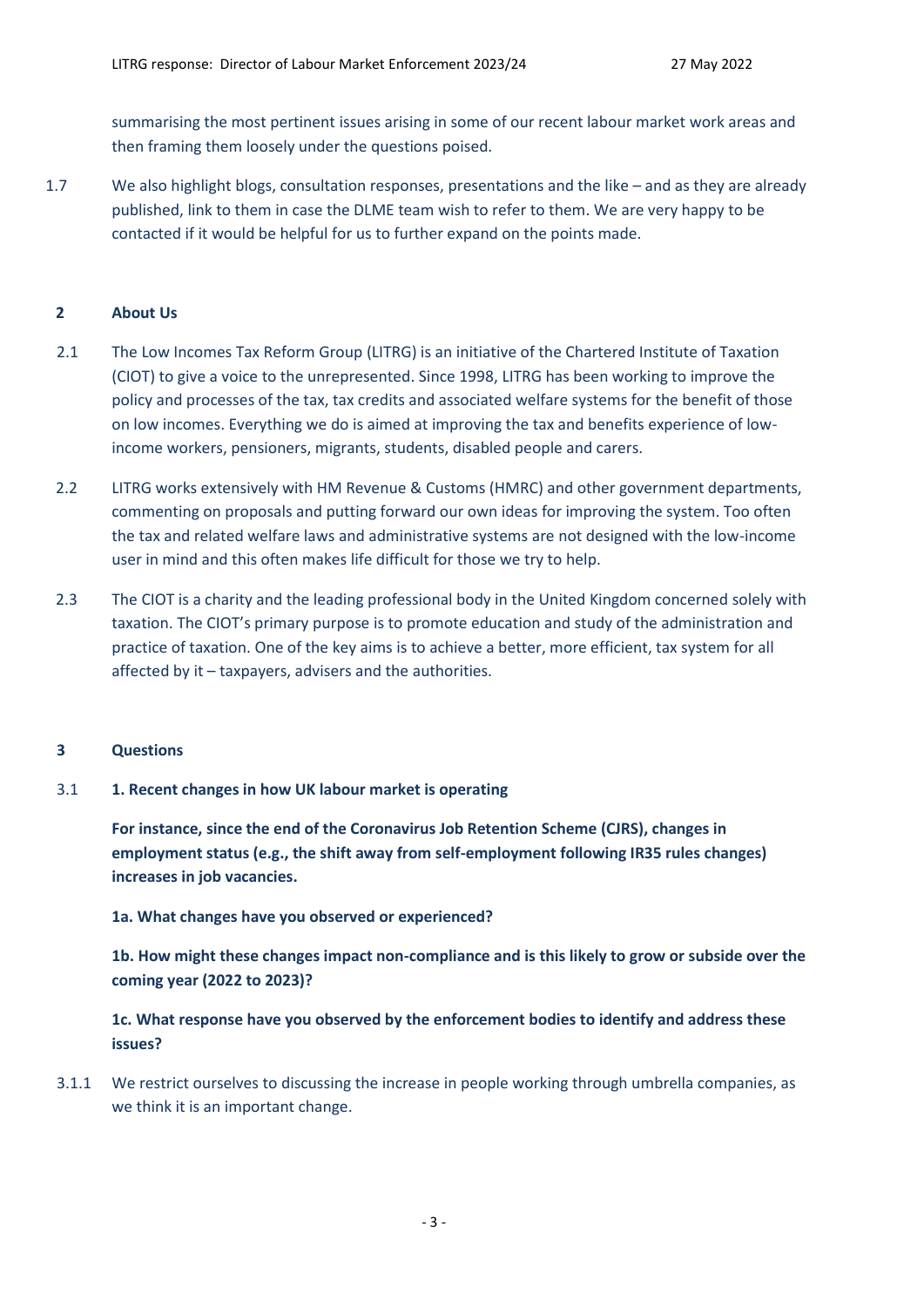summarising the most pertinent issues arising in some of our recent labour market work areas and then framing them loosely under the questions poised.

1.7 We also highlight blogs, consultation responses, presentations and the like – and as they are already published, link to them in case the DLME team wish to refer to them. We are very happy to be contacted if it would be helpful for us to further expand on the points made.

## 2 About Us

2.1 The Low Incomes Tax Reform Group (LITRG) is an initiative of the Chartered Institute of Taxation (CIOT) to give a voice to the unrepresented. Since 1998, LITRG has been working to improve the policy and processes of the tax, tax credits and associated welfare systems for the benefit of those on low incomes. Everything we do is aimed at improving the tax and benefits experience of low-income workers, pensioners, migrants, students, disabled people and carers.

2.2 LITRG works extensively with HM Revenue & Customs (HMRC) and other government departments, commenting on proposals and putting forward our own ideas for improving the system. Too often the tax and related welfare laws and administrative systems are not designed with the low-income user in mind and this often makes life difficult for those we try to help.

2.3 The CIOT is a charity and the leading professional body in the United Kingdom concerned solely with taxation. The CIOT's primary purpose is to promote education and study of the administration and practice of taxation. One of the key aims is to achieve a better, more efficient, tax system for all affected by it – taxpayers, advisers and the authorities.

## 3 Questions

### 3.1 1. Recent changes in how UK labour market is operating

**For instance, since the end of the Coronavirus Job Retention Scheme (CJRS), changes in employment status (e.g., the shift away from self-employment following IR35 rules changes) increases in job vacancies.**

**1a. What changes have you observed or experienced?**

**1b. How might these changes impact non-compliance and is this likely to grow or subside over the coming year (2022 to 2023)?**

**1c. What response have you observed by the enforcement bodies to identify and address these issues?**

3.1.1 We restrict ourselves to discussing the increase in people working through umbrella companies, as we think it is an important change.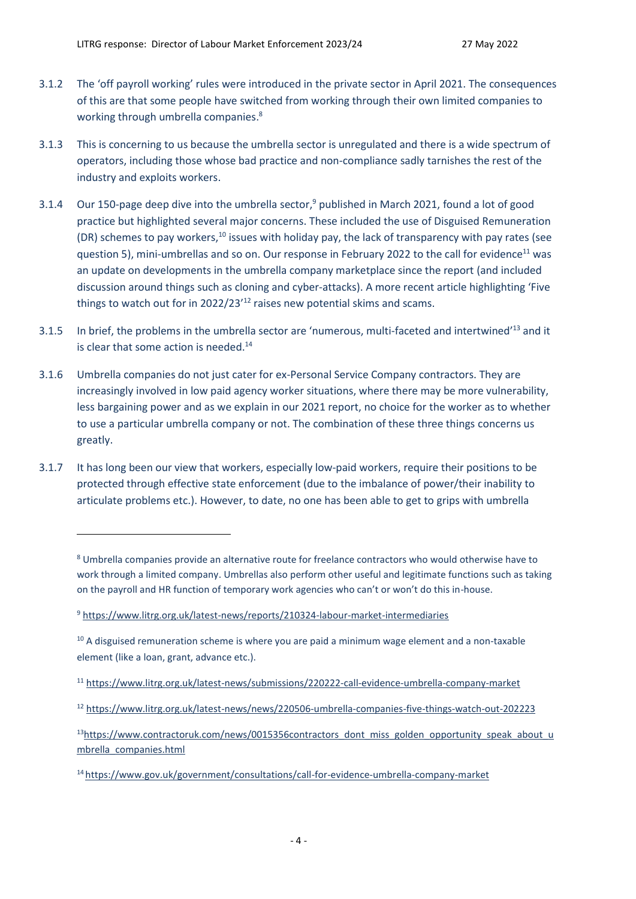3.1.2 The 'off payroll working' rules were introduced in the private sector in April 2021. The consequences of this are that some people have switched from working through their own limited companies to working through umbrella companies.[8]

3.1.3 This is concerning to us because the umbrella sector is unregulated and there is a wide spectrum of operators, including those whose bad practice and non-compliance sadly tarnishes the rest of the industry and exploits workers.

3.1.4 Our 150-page deep dive into the umbrella sector,[9] published in March 2021, found a lot of good practice but highlighted several major concerns. These included the use of Disguised Remuneration (DR) schemes to pay workers,[10] issues with holiday pay, the lack of transparency with pay rates (see question 5), mini-umbrellas and so on. Our response in February 2022 to the call for evidence[11] was an update on developments in the umbrella company marketplace since the report (and included discussion around things such as cloning and cyber-attacks). A more recent article highlighting 'Five things to watch out for in 2022/23'[12] raises new potential skims and scams.

3.1.5 In brief, the problems in the umbrella sector are 'numerous, multi-faceted and intertwined'[13] and it is clear that some action is needed.[14]

3.1.6 Umbrella companies do not just cater for ex-Personal Service Company contractors. They are increasingly involved in low paid agency worker situations, where there may be more vulnerability, less bargaining power and as we explain in our 2021 report, no choice for the worker as to whether to use a particular umbrella company or not. The combination of these three things concerns us greatly.

3.1.7 It has long been our view that workers, especially low-paid workers, require their positions to be protected through effective state enforcement (due to the imbalance of power/their inability to articulate problems etc.). However, to date, no one has been able to get to grips with umbrella

---

[8] Umbrella companies provide an alternative route for freelance contractors who would otherwise have to work through a limited company. Umbrellas also perform other useful and legitimate functions such as taking on the payroll and HR function of temporary work agencies who can't or won't do this in-house.

[9] https://www.litrg.org.uk/latest-news/reports/210324-labour-market-intermediaries

[10] A disguised remuneration scheme is where you are paid a minimum wage element and a non-taxable element (like a loan, grant, advance etc.).

[11] https://www.litrg.org.uk/latest-news/submissions/220222-call-evidence-umbrella-company-market

[12] https://www.litrg.org.uk/latest-news/news/220506-umbrella-companies-five-things-watch-out-202223

[13] https://www.contractoruk.com/news/0015356contractors_dont_miss_golden_opportunity_speak_about_umbrella_companies.html

[14] https://www.gov.uk/government/consultations/call-for-evidence-umbrella-company-market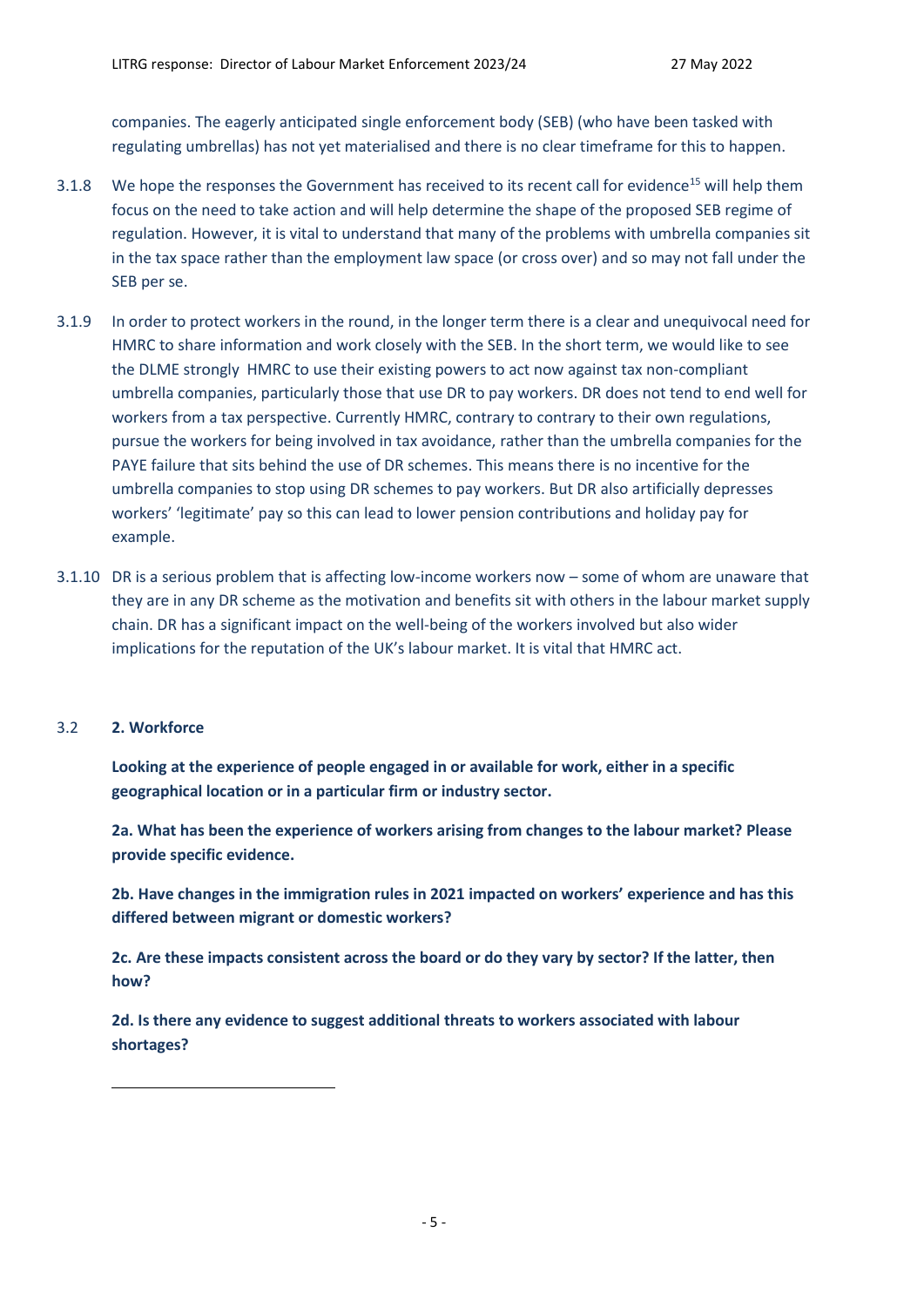companies. The eagerly anticipated single enforcement body (SEB) (who have been tasked with regulating umbrellas) has not yet materialised and there is no clear timeframe for this to happen.

3.1.8 We hope the responses the Government has received to its recent call for evidence[15] will help them focus on the need to take action and will help determine the shape of the proposed SEB regime of regulation. However, it is vital to understand that many of the problems with umbrella companies sit in the tax space rather than the employment law space (or cross over) and so may not fall under the SEB per se.

3.1.9 In order to protect workers in the round, in the longer term there is a clear and unequivocal need for HMRC to share information and work closely with the SEB. In the short term, we would like to see the DLME strongly HMRC to use their existing powers to act now against tax non-compliant umbrella companies, particularly those that use DR to pay workers. DR does not tend to end well for workers from a tax perspective. Currently HMRC, contrary to contrary to their own regulations, pursue the workers for being involved in tax avoidance, rather than the umbrella companies for the PAYE failure that sits behind the use of DR schemes. This means there is no incentive for the umbrella companies to stop using DR schemes to pay workers. But DR also artificially depresses workers' 'legitimate' pay so this can lead to lower pension contributions and holiday pay for example.

3.1.10 DR is a serious problem that is affecting low-income workers now – some of whom are unaware that they are in any DR scheme as the motivation and benefits sit with others in the labour market supply chain. DR has a significant impact on the well-being of the workers involved but also wider implications for the reputation of the UK's labour market. It is vital that HMRC act.

## 3.2 2. Workforce

**Looking at the experience of people engaged in or available for work, either in a specific geographical location or in a particular firm or industry sector.**

**2a. What has been the experience of workers arising from changes to the labour market? Please provide specific evidence.**

**2b. Have changes in the immigration rules in 2021 impacted on workers' experience and has this differed between migrant or domestic workers?**

**2c. Are these impacts consistent across the board or do they vary by sector? If the latter, then how?**

**2d. Is there any evidence to suggest additional threats to workers associated with labour shortages?**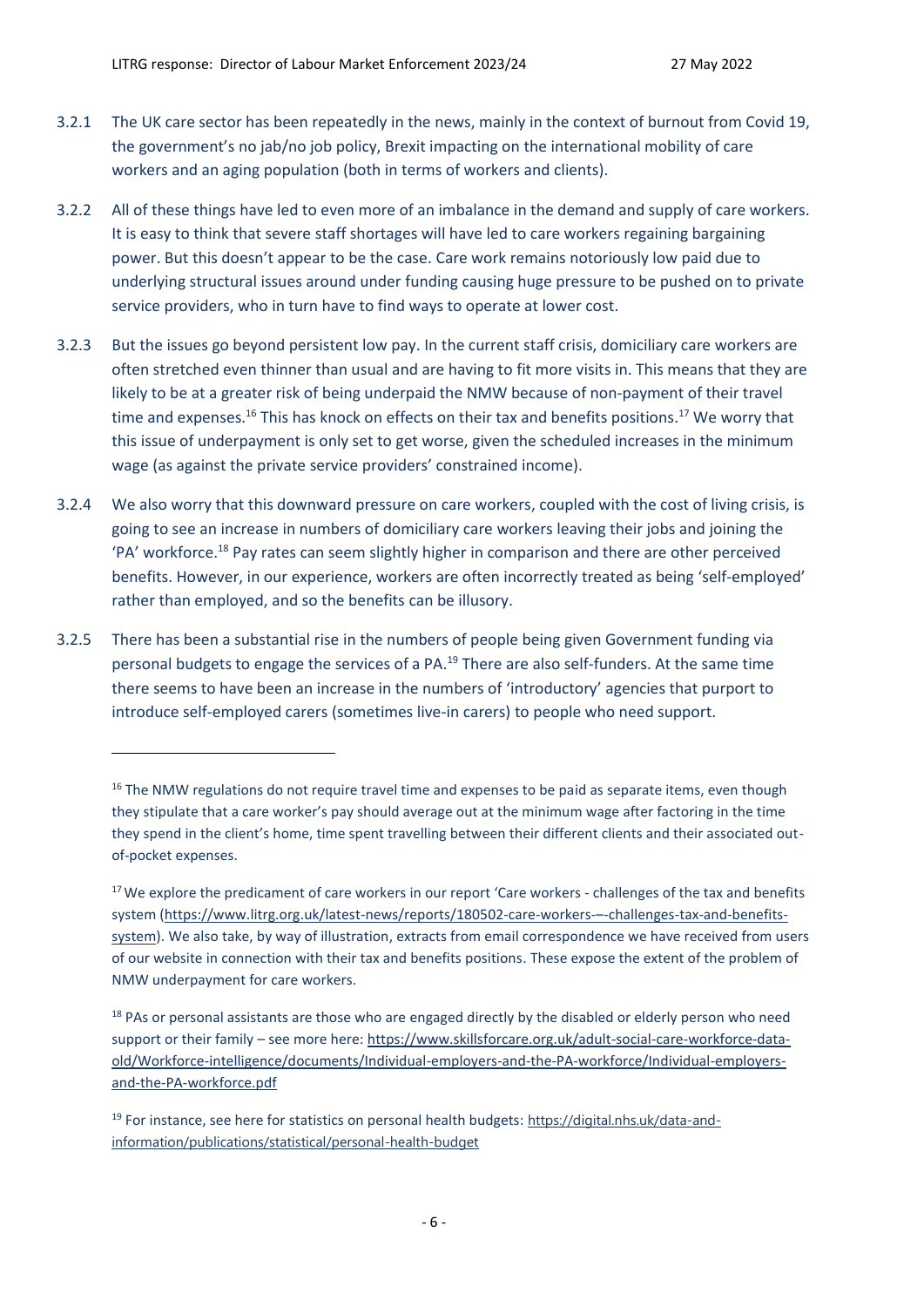3.2.1 The UK care sector has been repeatedly in the news, mainly in the context of burnout from Covid 19, the government's no jab/no job policy, Brexit impacting on the international mobility of care workers and an aging population (both in terms of workers and clients).

3.2.2 All of these things have led to even more of an imbalance in the demand and supply of care workers. It is easy to think that severe staff shortages will have led to care workers regaining bargaining power. But this doesn't appear to be the case. Care work remains notoriously low paid due to underlying structural issues around under funding causing huge pressure to be pushed on to private service providers, who in turn have to find ways to operate at lower cost.

3.2.3 But the issues go beyond persistent low pay. In the current staff crisis, domiciliary care workers are often stretched even thinner than usual and are having to fit more visits in. This means that they are likely to be at a greater risk of being underpaid the NMW because of non-payment of their travel time and expenses.[16] This has knock on effects on their tax and benefits positions.[17] We worry that this issue of underpayment is only set to get worse, given the scheduled increases in the minimum wage (as against the private service providers' constrained income).

3.2.4 We also worry that this downward pressure on care workers, coupled with the cost of living crisis, is going to see an increase in numbers of domiciliary care workers leaving their jobs and joining the 'PA' workforce.[18] Pay rates can seem slightly higher in comparison and there are other perceived benefits. However, in our experience, workers are often incorrectly treated as being 'self-employed' rather than employed, and so the benefits can be illusory.

3.2.5 There has been a substantial rise in the numbers of people being given Government funding via personal budgets to engage the services of a PA.[19] There are also self-funders. At the same time there seems to have been an increase in the numbers of 'introductory' agencies that purport to introduce self-employed carers (sometimes live-in carers) to people who need support.

---

[16] The NMW regulations do not require travel time and expenses to be paid as separate items, even though they stipulate that a care worker's pay should average out at the minimum wage after factoring in the time they spend in the client's home, time spent travelling between their different clients and their associated out-of-pocket expenses.

[17] We explore the predicament of care workers in our report 'Care workers - challenges of the tax and benefits system (https://www.litrg.org.uk/latest-news/reports/180502-care-workers-–-challenges-tax-and-benefits-system). We also take, by way of illustration, extracts from email correspondence we have received from users of our website in connection with their tax and benefits positions. These expose the extent of the problem of NMW underpayment for care workers.

[18] PAs or personal assistants are those who are engaged directly by the disabled or elderly person who need support or their family – see more here: https://www.skillsforcare.org.uk/adult-social-care-workforce-data-old/Workforce-intelligence/documents/Individual-employers-and-the-PA-workforce/Individual-employers-and-the-PA-workforce.pdf

[19] For instance, see here for statistics on personal health budgets: https://digital.nhs.uk/data-and-information/publications/statistical/personal-health-budget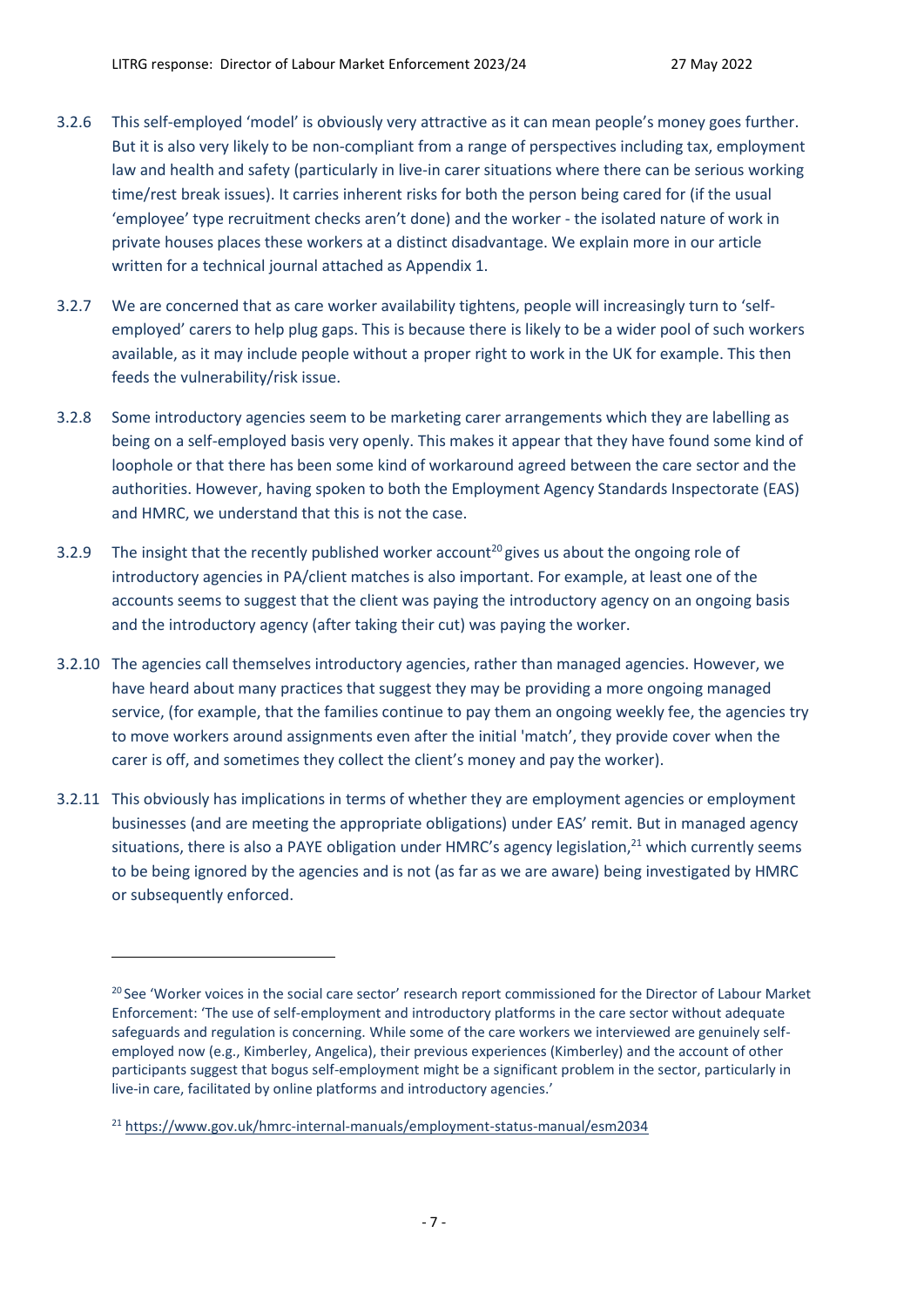3.2.6 This self-employed 'model' is obviously very attractive as it can mean people's money goes further. But it is also very likely to be non-compliant from a range of perspectives including tax, employment law and health and safety (particularly in live-in carer situations where there can be serious working time/rest break issues). It carries inherent risks for both the person being cared for (if the usual 'employee' type recruitment checks aren't done) and the worker - the isolated nature of work in private houses places these workers at a distinct disadvantage. We explain more in our article written for a technical journal attached as Appendix 1.

3.2.7 We are concerned that as care worker availability tightens, people will increasingly turn to 'self-employed' carers to help plug gaps. This is because there is likely to be a wider pool of such workers available, as it may include people without a proper right to work in the UK for example. This then feeds the vulnerability/risk issue.

3.2.8 Some introductory agencies seem to be marketing carer arrangements which they are labelling as being on a self-employed basis very openly. This makes it appear that they have found some kind of loophole or that there has been some kind of workaround agreed between the care sector and the authorities. However, having spoken to both the Employment Agency Standards Inspectorate (EAS) and HMRC, we understand that this is not the case.

3.2.9 The insight that the recently published worker account[20] gives us about the ongoing role of introductory agencies in PA/client matches is also important. For example, at least one of the accounts seems to suggest that the client was paying the introductory agency on an ongoing basis and the introductory agency (after taking their cut) was paying the worker.

3.2.10 The agencies call themselves introductory agencies, rather than managed agencies. However, we have heard about many practices that suggest they may be providing a more ongoing managed service, (for example, that the families continue to pay them an ongoing weekly fee, the agencies try to move workers around assignments even after the initial 'match', they provide cover when the carer is off, and sometimes they collect the client's money and pay the worker).

3.2.11 This obviously has implications in terms of whether they are employment agencies or employment businesses (and are meeting the appropriate obligations) under EAS' remit. But in managed agency situations, there is also a PAYE obligation under HMRC's agency legislation,[21] which currently seems to be being ignored by the agencies and is not (as far as we are aware) being investigated by HMRC or subsequently enforced.

---

[20] See 'Worker voices in the social care sector' research report commissioned for the Director of Labour Market Enforcement: 'The use of self-employment and introductory platforms in the care sector without adequate safeguards and regulation is concerning. While some of the care workers we interviewed are genuinely self-employed now (e.g., Kimberley, Angelica), their previous experiences (Kimberley) and the account of other participants suggest that bogus self-employment might be a significant problem in the sector, particularly in live-in care, facilitated by online platforms and introductory agencies.'

[21] https://www.gov.uk/hmrc-internal-manuals/employment-status-manual/esm2034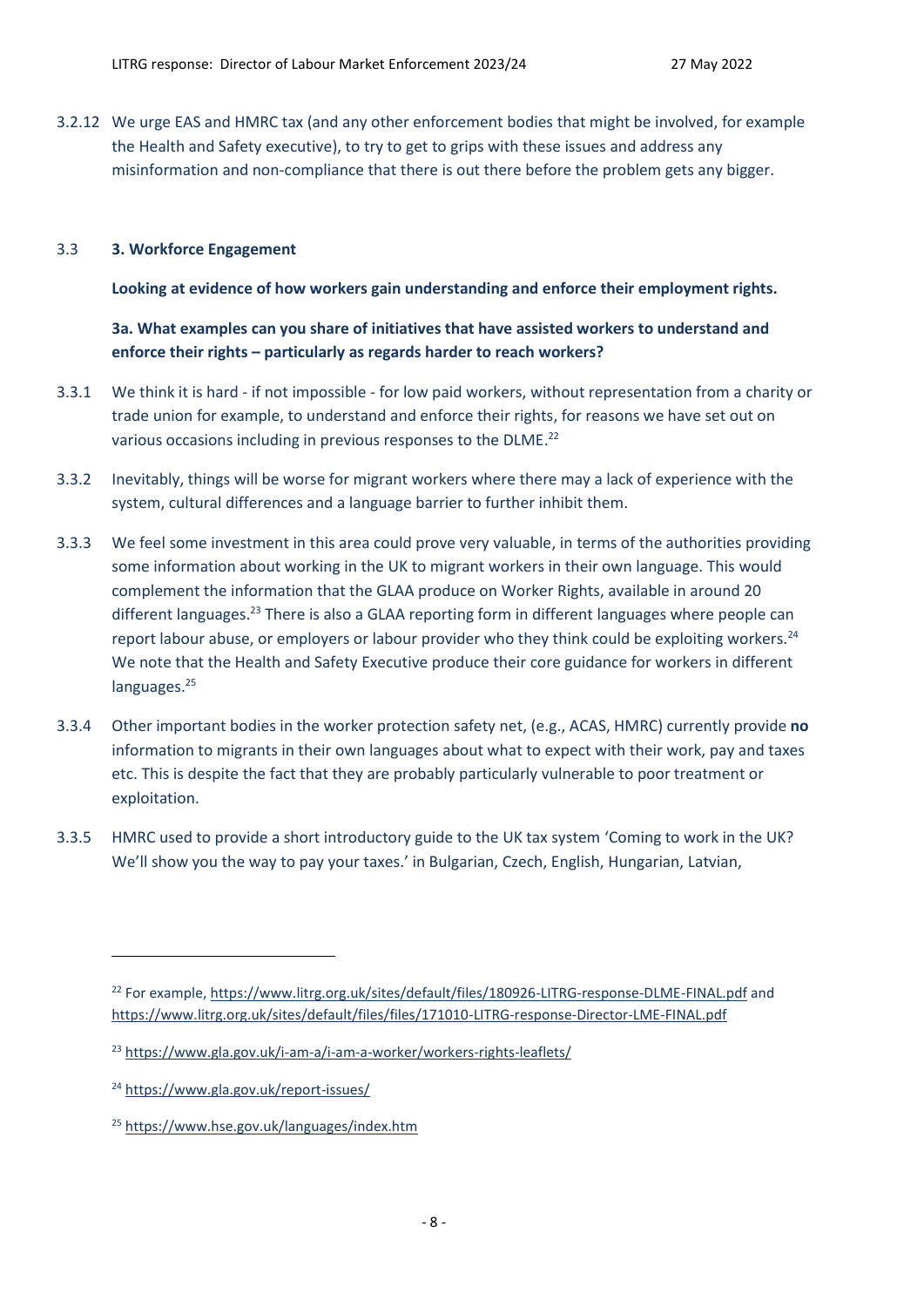3.2.12 We urge EAS and HMRC tax (and any other enforcement bodies that might be involved, for example the Health and Safety executive), to try to get to grips with these issues and address any misinformation and non-compliance that there is out there before the problem gets any bigger.

## 3.3 3. Workforce Engagement

**Looking at evidence of how workers gain understanding and enforce their employment rights.**

**3a. What examples can you share of initiatives that have assisted workers to understand and enforce their rights – particularly as regards harder to reach workers?**

3.3.1 We think it is hard - if not impossible - for low paid workers, without representation from a charity or trade union for example, to understand and enforce their rights, for reasons we have set out on various occasions including in previous responses to the DLME.[22]

3.3.2 Inevitably, things will be worse for migrant workers where there may a lack of experience with the system, cultural differences and a language barrier to further inhibit them.

3.3.3 We feel some investment in this area could prove very valuable, in terms of the authorities providing some information about working in the UK to migrant workers in their own language. This would complement the information that the GLAA produce on Worker Rights, available in around 20 different languages.[23] There is also a GLAA reporting form in different languages where people can report labour abuse, or employers or labour provider who they think could be exploiting workers.[24] We note that the Health and Safety Executive produce their core guidance for workers in different languages.[25]

3.3.4 Other important bodies in the worker protection safety net, (e.g., ACAS, HMRC) currently provide **no** information to migrants in their own languages about what to expect with their work, pay and taxes etc. This is despite the fact that they are probably particularly vulnerable to poor treatment or exploitation.

3.3.5 HMRC used to provide a short introductory guide to the UK tax system 'Coming to work in the UK? We'll show you the way to pay your taxes.' in Bulgarian, Czech, English, Hungarian, Latvian,

---

[22] For example, https://www.litrg.org.uk/sites/default/files/180926-LITRG-response-DLME-FINAL.pdf and https://www.litrg.org.uk/sites/default/files/files/171010-LITRG-response-Director-LME-FINAL.pdf

[23] https://www.gla.gov.uk/i-am-a/i-am-a-worker/workers-rights-leaflets/

[24] https://www.gla.gov.uk/report-issues/

[25] https://www.hse.gov.uk/languages/index.htm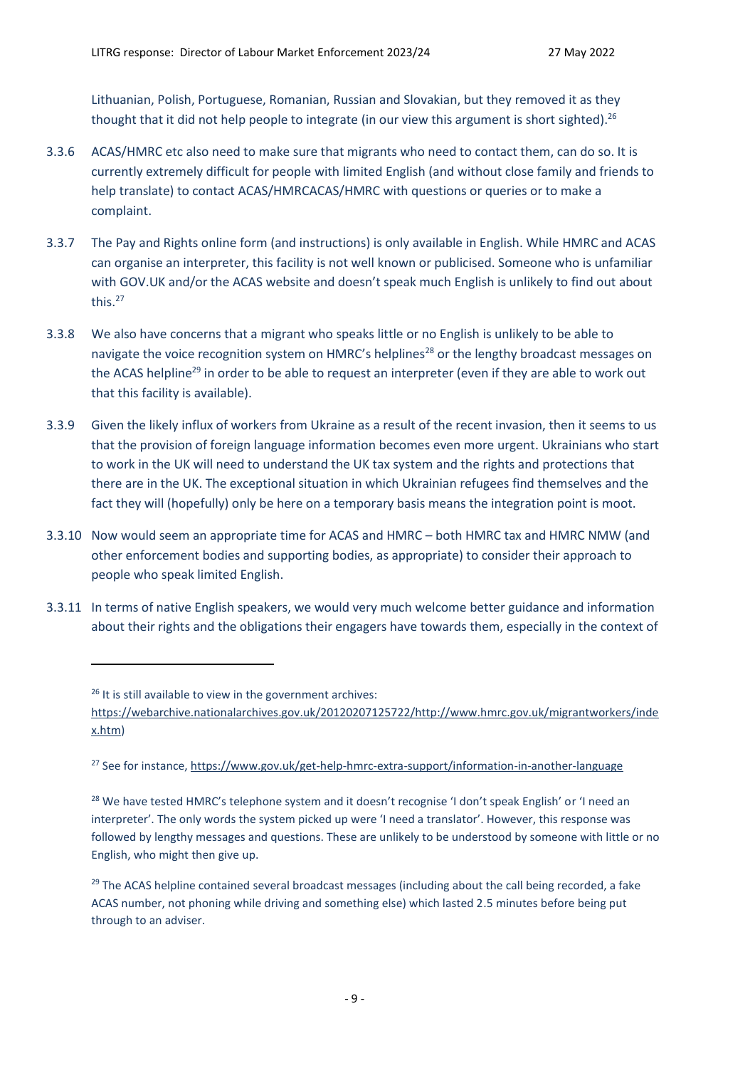Lithuanian, Polish, Portuguese, Romanian, Russian and Slovakian, but they removed it as they thought that it did not help people to integrate (in our view this argument is short sighted).[26]

3.3.6 ACAS/HMRC etc also need to make sure that migrants who need to contact them, can do so. It is currently extremely difficult for people with limited English (and without close family and friends to help translate) to contact ACAS/HMRCACAS/HMRC with questions or queries or to make a complaint.

3.3.7 The Pay and Rights online form (and instructions) is only available in English. While HMRC and ACAS can organise an interpreter, this facility is not well known or publicised. Someone who is unfamiliar with GOV.UK and/or the ACAS website and doesn't speak much English is unlikely to find out about this.[27]

3.3.8 We also have concerns that a migrant who speaks little or no English is unlikely to be able to navigate the voice recognition system on HMRC's helplines[28] or the lengthy broadcast messages on the ACAS helpline[29] in order to be able to request an interpreter (even if they are able to work out that this facility is available).

3.3.9 Given the likely influx of workers from Ukraine as a result of the recent invasion, then it seems to us that the provision of foreign language information becomes even more urgent. Ukrainians who start to work in the UK will need to understand the UK tax system and the rights and protections that there are in the UK. The exceptional situation in which Ukrainian refugees find themselves and the fact they will (hopefully) only be here on a temporary basis means the integration point is moot.

3.3.10 Now would seem an appropriate time for ACAS and HMRC – both HMRC tax and HMRC NMW (and other enforcement bodies and supporting bodies, as appropriate) to consider their approach to people who speak limited English.

3.3.11 In terms of native English speakers, we would very much welcome better guidance and information about their rights and the obligations their engagers have towards them, especially in the context of

---

[26] It is still available to view in the government archives: https://webarchive.nationalarchives.gov.uk/20120207125722/http://www.hmrc.gov.uk/migrantworkers/index.htm)

[27] See for instance, https://www.gov.uk/get-help-hmrc-extra-support/information-in-another-language

[28] We have tested HMRC's telephone system and it doesn't recognise 'I don't speak English' or 'I need an interpreter'. The only words the system picked up were 'I need a translator'. However, this response was followed by lengthy messages and questions. These are unlikely to be understood by someone with little or no English, who might then give up.

[29] The ACAS helpline contained several broadcast messages (including about the call being recorded, a fake ACAS number, not phoning while driving and something else) which lasted 2.5 minutes before being put through to an adviser.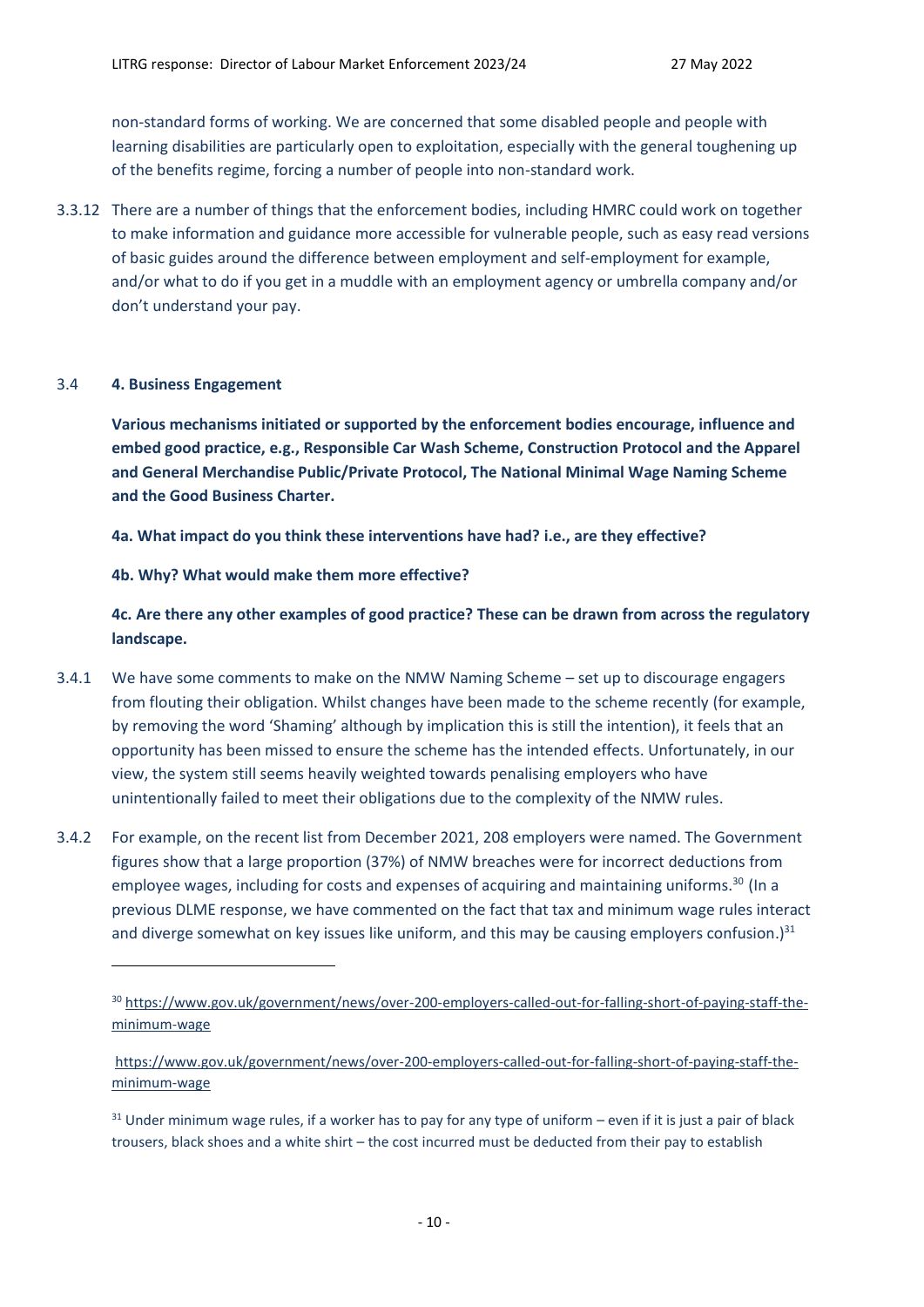non-standard forms of working. We are concerned that some disabled people and people with learning disabilities are particularly open to exploitation, especially with the general toughening up of the benefits regime, forcing a number of people into non-standard work.

3.3.12 There are a number of things that the enforcement bodies, including HMRC could work on together to make information and guidance more accessible for vulnerable people, such as easy read versions of basic guides around the difference between employment and self-employment for example, and/or what to do if you get in a muddle with an employment agency or umbrella company and/or don't understand your pay.

## 3.4 4. Business Engagement

**Various mechanisms initiated or supported by the enforcement bodies encourage, influence and embed good practice, e.g., Responsible Car Wash Scheme, Construction Protocol and the Apparel and General Merchandise Public/Private Protocol, The National Minimal Wage Naming Scheme and the Good Business Charter.**

**4a. What impact do you think these interventions have had? i.e., are they effective?**

**4b. Why? What would make them more effective?**

**4c. Are there any other examples of good practice? These can be drawn from across the regulatory landscape.**

3.4.1 We have some comments to make on the NMW Naming Scheme – set up to discourage engagers from flouting their obligation. Whilst changes have been made to the scheme recently (for example, by removing the word 'Shaming' although by implication this is still the intention), it feels that an opportunity has been missed to ensure the scheme has the intended effects. Unfortunately, in our view, the system still seems heavily weighted towards penalising employers who have unintentionally failed to meet their obligations due to the complexity of the NMW rules.

3.4.2 For example, on the recent list from December 2021, 208 employers were named. The Government figures show that a large proportion (37%) of NMW breaches were for incorrect deductions from employee wages, including for costs and expenses of acquiring and maintaining uniforms.[30] (In a previous DLME response, we have commented on the fact that tax and minimum wage rules interact and diverge somewhat on key issues like uniform, and this may be causing employers confusion.)[31]

---

[30] https://www.gov.uk/government/news/over-200-employers-called-out-for-falling-short-of-paying-staff-the-minimum-wage

https://www.gov.uk/government/news/over-200-employers-called-out-for-falling-short-of-paying-staff-the-minimum-wage

[31] Under minimum wage rules, if a worker has to pay for any type of uniform – even if it is just a pair of black trousers, black shoes and a white shirt – the cost incurred must be deducted from their pay to establish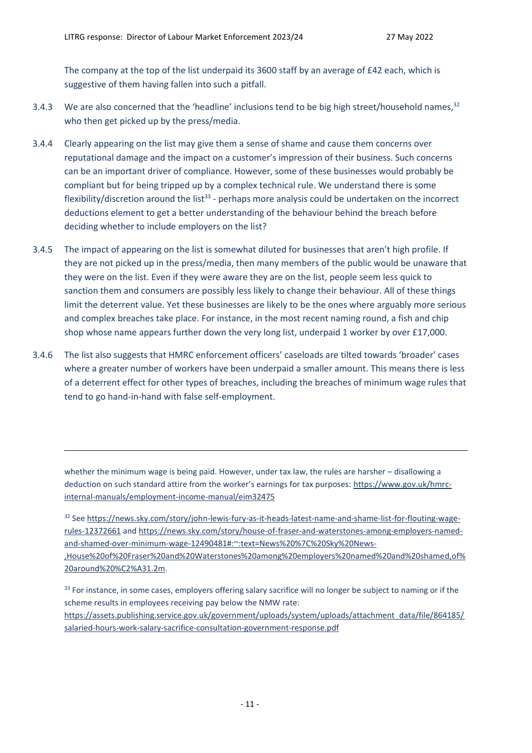The company at the top of the list underpaid its 3600 staff by an average of £42 each, which is suggestive of them having fallen into such a pitfall.

3.4.3 We are also concerned that the 'headline' inclusions tend to be big high street/household names,[32] who then get picked up by the press/media.

3.4.4 Clearly appearing on the list may give them a sense of shame and cause them concerns over reputational damage and the impact on a customer's impression of their business. Such concerns can be an important driver of compliance. However, some of these businesses would probably be compliant but for being tripped up by a complex technical rule. We understand there is some flexibility/discretion around the list[33] - perhaps more analysis could be undertaken on the incorrect deductions element to get a better understanding of the behaviour behind the breach before deciding whether to include employers on the list?

3.4.5 The impact of appearing on the list is somewhat diluted for businesses that aren't high profile. If they are not picked up in the press/media, then many members of the public would be unaware that they were on the list. Even if they were aware they are on the list, people seem less quick to sanction them and consumers are possibly less likely to change their behaviour. All of these things limit the deterrent value. Yet these businesses are likely to be the ones where arguably more serious and complex breaches take place. For instance, in the most recent naming round, a fish and chip shop whose name appears further down the very long list, underpaid 1 worker by over £17,000.

3.4.6 The list also suggests that HMRC enforcement officers' caseloads are tilted towards 'broader' cases where a greater number of workers have been underpaid a smaller amount. This means there is less of a deterrent effect for other types of breaches, including the breaches of minimum wage rules that tend to go hand-in-hand with false self-employment.

---

whether the minimum wage is being paid. However, under tax law, the rules are harsher – disallowing a deduction on such standard attire from the worker's earnings for tax purposes: https://www.gov.uk/hmrc-internal-manuals/employment-income-manual/eim32475

[32] See https://news.sky.com/story/john-lewis-fury-as-it-heads-latest-name-and-shame-list-for-flouting-wage-rules-12372661 and https://news.sky.com/story/house-of-fraser-and-waterstones-among-employers-named-and-shamed-over-minimum-wage-12490481#:~:text=News%20%7C%20Sky%20News-,House%20of%20Fraser%20and%20Waterstones%20among%20employers%20named%20and%20shamed,of%20around%20%C2%A31.2m.

[33] For instance, in some cases, employers offering salary sacrifice will no longer be subject to naming or if the scheme results in employees receiving pay below the NMW rate: https://assets.publishing.service.gov.uk/government/uploads/system/uploads/attachment_data/file/864185/salaried-hours-work-salary-sacrifice-consultation-government-response.pdf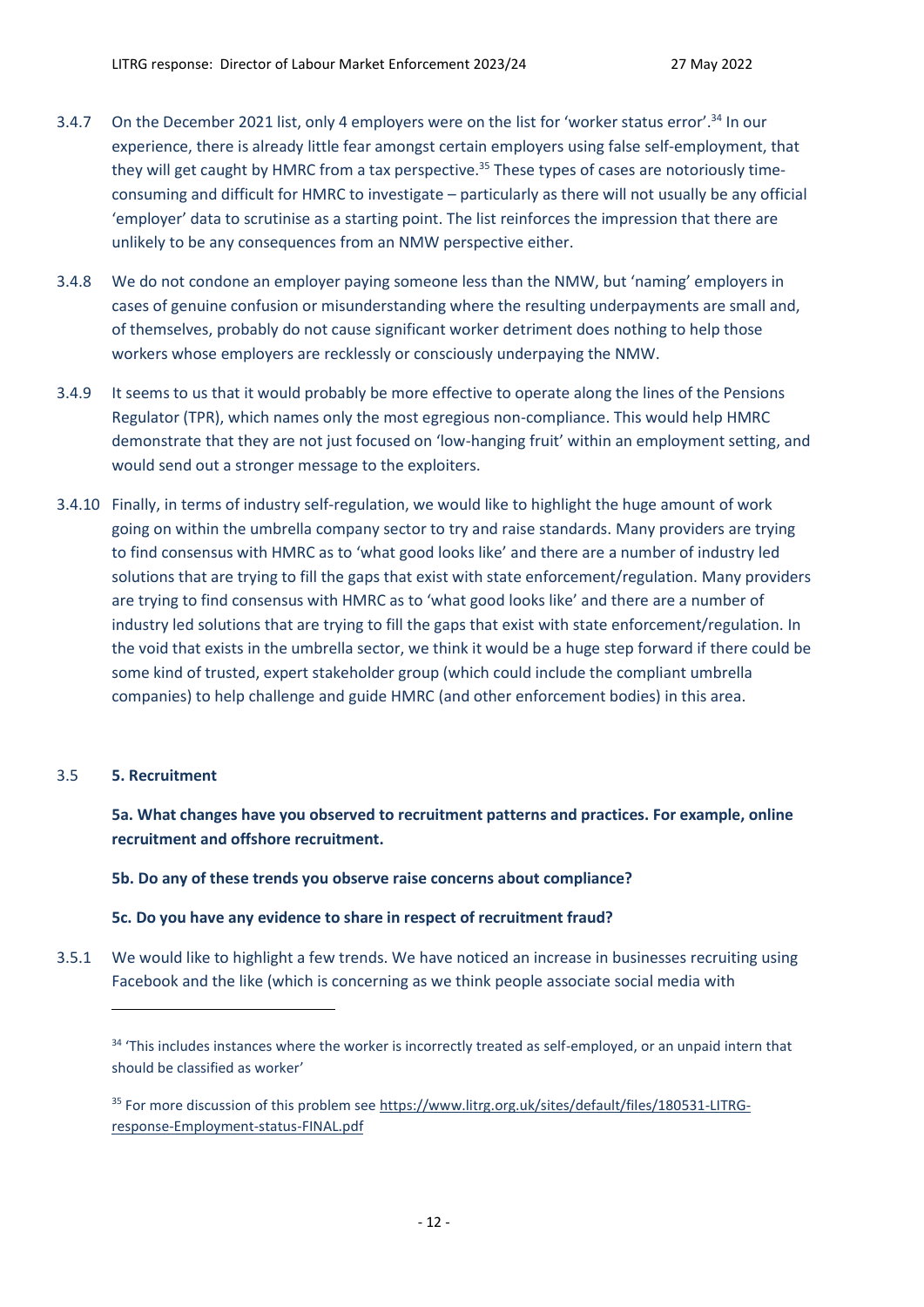3.4.7 On the December 2021 list, only 4 employers were on the list for 'worker status error'.[34] In our experience, there is already little fear amongst certain employers using false self-employment, that they will get caught by HMRC from a tax perspective.[35] These types of cases are notoriously time-consuming and difficult for HMRC to investigate – particularly as there will not usually be any official 'employer' data to scrutinise as a starting point. The list reinforces the impression that there are unlikely to be any consequences from an NMW perspective either.

3.4.8 We do not condone an employer paying someone less than the NMW, but 'naming' employers in cases of genuine confusion or misunderstanding where the resulting underpayments are small and, of themselves, probably do not cause significant worker detriment does nothing to help those workers whose employers are recklessly or consciously underpaying the NMW.

3.4.9 It seems to us that it would probably be more effective to operate along the lines of the Pensions Regulator (TPR), which names only the most egregious non-compliance. This would help HMRC demonstrate that they are not just focused on 'low-hanging fruit' within an employment setting, and would send out a stronger message to the exploiters.

3.4.10 Finally, in terms of industry self-regulation, we would like to highlight the huge amount of work going on within the umbrella company sector to try and raise standards. Many providers are trying to find consensus with HMRC as to 'what good looks like' and there are a number of industry led solutions that are trying to fill the gaps that exist with state enforcement/regulation. Many providers are trying to find consensus with HMRC as to 'what good looks like' and there are a number of industry led solutions that are trying to fill the gaps that exist with state enforcement/regulation. In the void that exists in the umbrella sector, we think it would be a huge step forward if there could be some kind of trusted, expert stakeholder group (which could include the compliant umbrella companies) to help challenge and guide HMRC (and other enforcement bodies) in this area.

## 3.5 5. Recruitment

**5a. What changes have you observed to recruitment patterns and practices. For example, online recruitment and offshore recruitment.**

**5b. Do any of these trends you observe raise concerns about compliance?**

**5c. Do you have any evidence to share in respect of recruitment fraud?**

3.5.1 We would like to highlight a few trends. We have noticed an increase in businesses recruiting using Facebook and the like (which is concerning as we think people associate social media with

---

[34] 'This includes instances where the worker is incorrectly treated as self-employed, or an unpaid intern that should be classified as worker'

[35] For more discussion of this problem see https://www.litrg.org.uk/sites/default/files/180531-LITRG-response-Employment-status-FINAL.pdf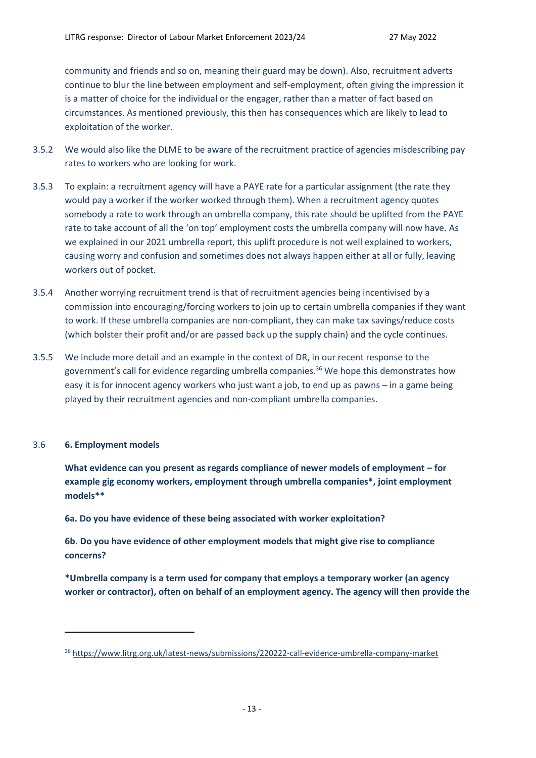community and friends and so on, meaning their guard may be down). Also, recruitment adverts continue to blur the line between employment and self-employment, often giving the impression it is a matter of choice for the individual or the engager, rather than a matter of fact based on circumstances. As mentioned previously, this then has consequences which are likely to lead to exploitation of the worker.

3.5.2 We would also like the DLME to be aware of the recruitment practice of agencies misdescribing pay rates to workers who are looking for work.

3.5.3 To explain: a recruitment agency will have a PAYE rate for a particular assignment (the rate they would pay a worker if the worker worked through them). When a recruitment agency quotes somebody a rate to work through an umbrella company, this rate should be uplifted from the PAYE rate to take account of all the 'on top' employment costs the umbrella company will now have. As we explained in our 2021 umbrella report, this uplift procedure is not well explained to workers, causing worry and confusion and sometimes does not always happen either at all or fully, leaving workers out of pocket.

3.5.4 Another worrying recruitment trend is that of recruitment agencies being incentivised by a commission into encouraging/forcing workers to join up to certain umbrella companies if they want to work. If these umbrella companies are non-compliant, they can make tax savings/reduce costs (which bolster their profit and/or are passed back up the supply chain) and the cycle continues.

3.5.5 We include more detail and an example in the context of DR, in our recent response to the government's call for evidence regarding umbrella companies.[36] We hope this demonstrates how easy it is for innocent agency workers who just want a job, to end up as pawns – in a game being played by their recruitment agencies and non-compliant umbrella companies.

3.6 **6. Employment models**

**What evidence can you present as regards compliance of newer models of employment – for example gig economy workers, employment through umbrella companies*, joint employment models****

**6a. Do you have evidence of these being associated with worker exploitation?**

**6b. Do you have evidence of other employment models that might give rise to compliance concerns?**

***Umbrella company is a term used for company that employs a temporary worker (an agency worker or contractor), often on behalf of an employment agency. The agency will then provide the**

---

[36] https://www.litrg.org.uk/latest-news/submissions/220222-call-evidence-umbrella-company-market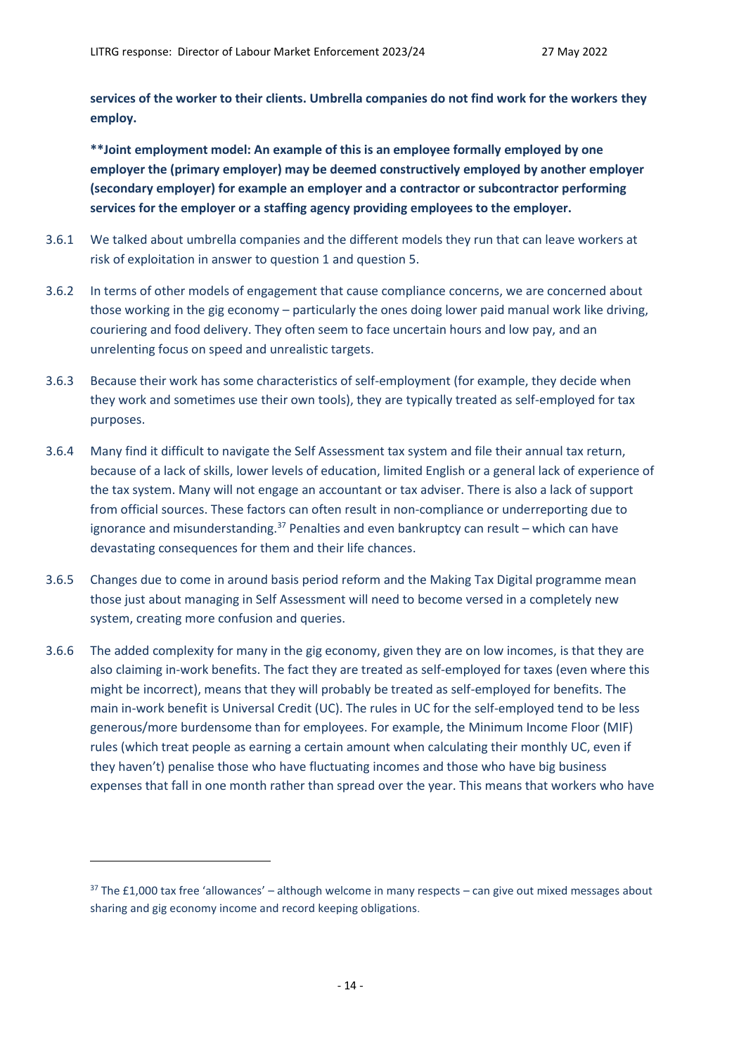**services of the worker to their clients. Umbrella companies do not find work for the workers they employ.**

**\*\*Joint employment model: An example of this is an employee formally employed by one employer the (primary employer) may be deemed constructively employed by another employer (secondary employer) for example an employer and a contractor or subcontractor performing services for the employer or a staffing agency providing employees to the employer.**

3.6.1 We talked about umbrella companies and the different models they run that can leave workers at risk of exploitation in answer to question 1 and question 5.

3.6.2 In terms of other models of engagement that cause compliance concerns, we are concerned about those working in the gig economy – particularly the ones doing lower paid manual work like driving, couriering and food delivery. They often seem to face uncertain hours and low pay, and an unrelenting focus on speed and unrealistic targets.

3.6.3 Because their work has some characteristics of self-employment (for example, they decide when they work and sometimes use their own tools), they are typically treated as self-employed for tax purposes.

3.6.4 Many find it difficult to navigate the Self Assessment tax system and file their annual tax return, because of a lack of skills, lower levels of education, limited English or a general lack of experience of the tax system. Many will not engage an accountant or tax adviser. There is also a lack of support from official sources. These factors can often result in non-compliance or underreporting due to ignorance and misunderstanding.[37] Penalties and even bankruptcy can result – which can have devastating consequences for them and their life chances.

3.6.5 Changes due to come in around basis period reform and the Making Tax Digital programme mean those just about managing in Self Assessment will need to become versed in a completely new system, creating more confusion and queries.

3.6.6 The added complexity for many in the gig economy, given they are on low incomes, is that they are also claiming in-work benefits. The fact they are treated as self-employed for taxes (even where this might be incorrect), means that they will probably be treated as self-employed for benefits. The main in-work benefit is Universal Credit (UC). The rules in UC for the self-employed tend to be less generous/more burdensome than for employees. For example, the Minimum Income Floor (MIF) rules (which treat people as earning a certain amount when calculating their monthly UC, even if they haven't) penalise those who have fluctuating incomes and those who have big business expenses that fall in one month rather than spread over the year. This means that workers who have

---

[37] The £1,000 tax free 'allowances' – although welcome in many respects – can give out mixed messages about sharing and gig economy income and record keeping obligations.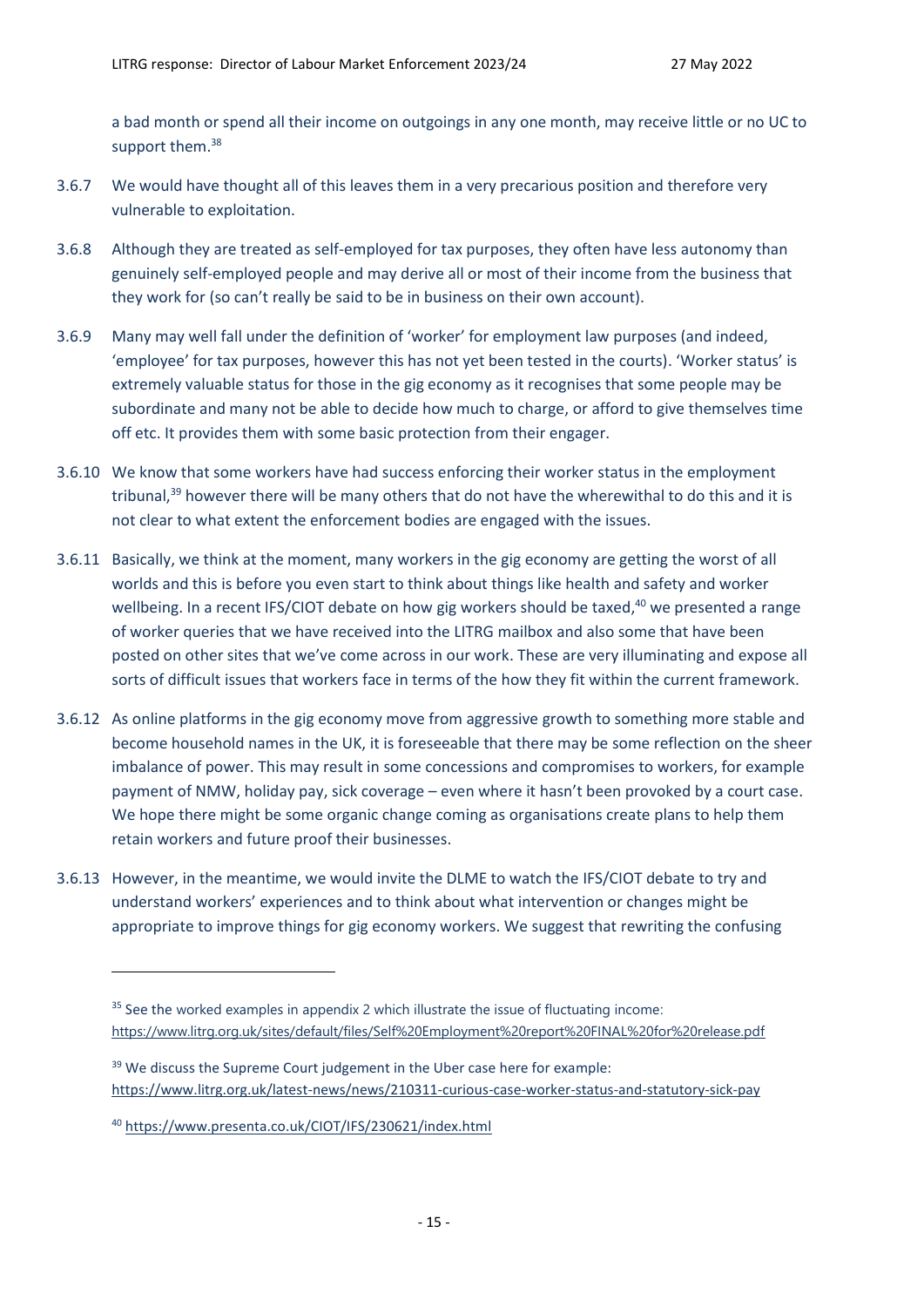a bad month or spend all their income on outgoings in any one month, may receive little or no UC to support them.[38]

3.6.7 We would have thought all of this leaves them in a very precarious position and therefore very vulnerable to exploitation.

3.6.8 Although they are treated as self-employed for tax purposes, they often have less autonomy than genuinely self-employed people and may derive all or most of their income from the business that they work for (so can't really be said to be in business on their own account).

3.6.9 Many may well fall under the definition of 'worker' for employment law purposes (and indeed, 'employee' for tax purposes, however this has not yet been tested in the courts). 'Worker status' is extremely valuable status for those in the gig economy as it recognises that some people may be subordinate and many not be able to decide how much to charge, or afford to give themselves time off etc. It provides them with some basic protection from their engager.

3.6.10 We know that some workers have had success enforcing their worker status in the employment tribunal,[39] however there will be many others that do not have the wherewithal to do this and it is not clear to what extent the enforcement bodies are engaged with the issues.

3.6.11 Basically, we think at the moment, many workers in the gig economy are getting the worst of all worlds and this is before you even start to think about things like health and safety and worker wellbeing. In a recent IFS/CIOT debate on how gig workers should be taxed,[40] we presented a range of worker queries that we have received into the LITRG mailbox and also some that have been posted on other sites that we've come across in our work. These are very illuminating and expose all sorts of difficult issues that workers face in terms of the how they fit within the current framework.

3.6.12 As online platforms in the gig economy move from aggressive growth to something more stable and become household names in the UK, it is foreseeable that there may be some reflection on the sheer imbalance of power. This may result in some concessions and compromises to workers, for example payment of NMW, holiday pay, sick coverage – even where it hasn't been provoked by a court case. We hope there might be some organic change coming as organisations create plans to help them retain workers and future proof their businesses.

3.6.13 However, in the meantime, we would invite the DLME to watch the IFS/CIOT debate to try and understand workers' experiences and to think about what intervention or changes might be appropriate to improve things for gig economy workers. We suggest that rewriting the confusing

---

[35] See the worked examples in appendix 2 which illustrate the issue of fluctuating income: https://www.litrg.org.uk/sites/default/files/Self%20Employment%20report%20FINAL%20for%20release.pdf

[39] We discuss the Supreme Court judgement in the Uber case here for example: https://www.litrg.org.uk/latest-news/news/210311-curious-case-worker-status-and-statutory-sick-pay

[40] https://www.presenta.co.uk/CIOT/IFS/230621/index.html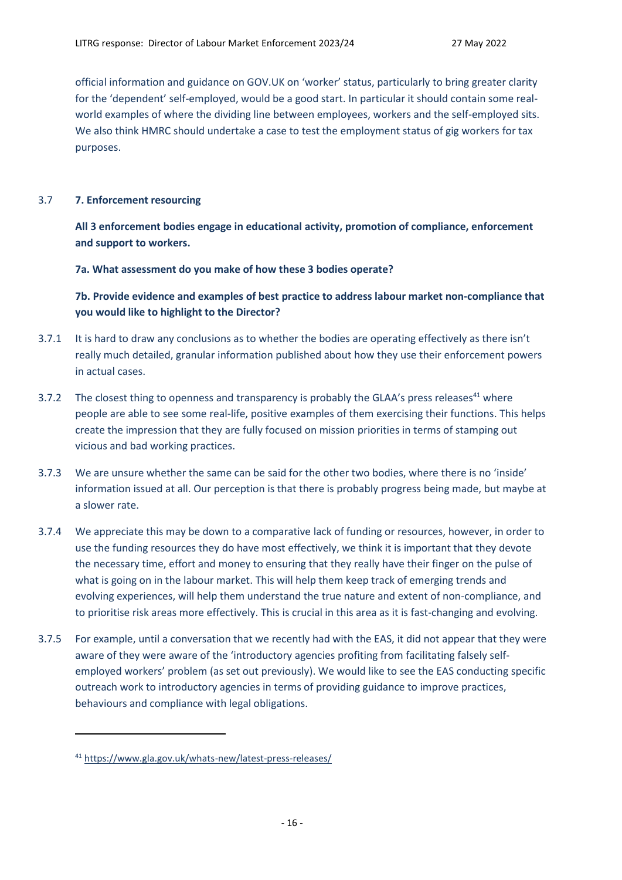official information and guidance on GOV.UK on 'worker' status, particularly to bring greater clarity for the 'dependent' self-employed, would be a good start. In particular it should contain some real-world examples of where the dividing line between employees, workers and the self-employed sits. We also think HMRC should undertake a case to test the employment status of gig workers for tax purposes.

### 3.7 **7. Enforcement resourcing**

**All 3 enforcement bodies engage in educational activity, promotion of compliance, enforcement and support to workers.**

**7a. What assessment do you make of how these 3 bodies operate?**

**7b. Provide evidence and examples of best practice to address labour market non-compliance that you would like to highlight to the Director?**

3.7.1 It is hard to draw any conclusions as to whether the bodies are operating effectively as there isn't really much detailed, granular information published about how they use their enforcement powers in actual cases.

3.7.2 The closest thing to openness and transparency is probably the GLAA's press releases[41] where people are able to see some real-life, positive examples of them exercising their functions. This helps create the impression that they are fully focused on mission priorities in terms of stamping out vicious and bad working practices.

3.7.3 We are unsure whether the same can be said for the other two bodies, where there is no 'inside' information issued at all. Our perception is that there is probably progress being made, but maybe at a slower rate.

3.7.4 We appreciate this may be down to a comparative lack of funding or resources, however, in order to use the funding resources they do have most effectively, we think it is important that they devote the necessary time, effort and money to ensuring that they really have their finger on the pulse of what is going on in the labour market. This will help them keep track of emerging trends and evolving experiences, will help them understand the true nature and extent of non-compliance, and to prioritise risk areas more effectively. This is crucial in this area as it is fast-changing and evolving.

3.7.5 For example, until a conversation that we recently had with the EAS, it did not appear that they were aware of they were aware of the 'introductory agencies profiting from facilitating falsely self-employed workers' problem (as set out previously). We would like to see the EAS conducting specific outreach work to introductory agencies in terms of providing guidance to improve practices, behaviours and compliance with legal obligations.

---

[41] https://www.gla.gov.uk/whats-new/latest-press-releases/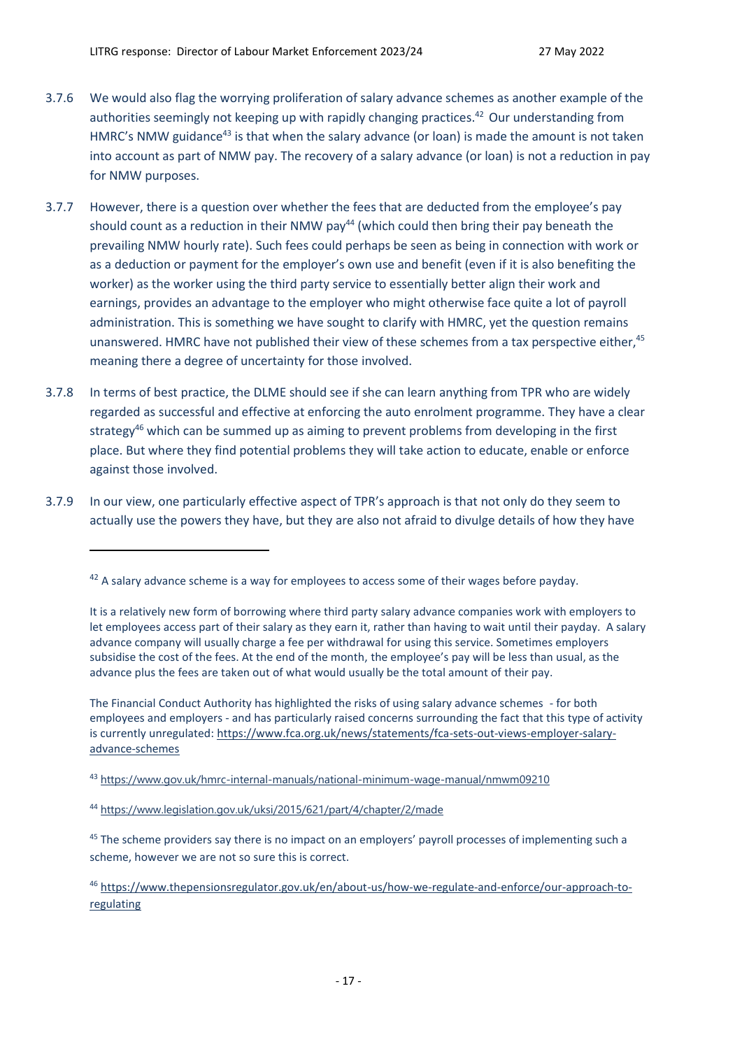3.7.6 We would also flag the worrying proliferation of salary advance schemes as another example of the authorities seemingly not keeping up with rapidly changing practices.[42] Our understanding from HMRC's NMW guidance[43] is that when the salary advance (or loan) is made the amount is not taken into account as part of NMW pay. The recovery of a salary advance (or loan) is not a reduction in pay for NMW purposes.

3.7.7 However, there is a question over whether the fees that are deducted from the employee's pay should count as a reduction in their NMW pay[44] (which could then bring their pay beneath the prevailing NMW hourly rate). Such fees could perhaps be seen as being in connection with work or as a deduction or payment for the employer's own use and benefit (even if it is also benefiting the worker) as the worker using the third party service to essentially better align their work and earnings, provides an advantage to the employer who might otherwise face quite a lot of payroll administration. This is something we have sought to clarify with HMRC, yet the question remains unanswered. HMRC have not published their view of these schemes from a tax perspective either,[45] meaning there a degree of uncertainty for those involved.

3.7.8 In terms of best practice, the DLME should see if she can learn anything from TPR who are widely regarded as successful and effective at enforcing the auto enrolment programme. They have a clear strategy[46] which can be summed up as aiming to prevent problems from developing in the first place. But where they find potential problems they will take action to educate, enable or enforce against those involved.

3.7.9 In our view, one particularly effective aspect of TPR's approach is that not only do they seem to actually use the powers they have, but they are also not afraid to divulge details of how they have

---

[42] A salary advance scheme is a way for employees to access some of their wages before payday.

It is a relatively new form of borrowing where third party salary advance companies work with employers to let employees access part of their salary as they earn it, rather than having to wait until their payday. A salary advance company will usually charge a fee per withdrawal for using this service. Sometimes employers subsidise the cost of the fees. At the end of the month, the employee's pay will be less than usual, as the advance plus the fees are taken out of what would usually be the total amount of their pay.

The Financial Conduct Authority has highlighted the risks of using salary advance schemes - for both employees and employers - and has particularly raised concerns surrounding the fact that this type of activity is currently unregulated: https://www.fca.org.uk/news/statements/fca-sets-out-views-employer-salary-advance-schemes

[43] https://www.gov.uk/hmrc-internal-manuals/national-minimum-wage-manual/nmwm09210

[44] https://www.legislation.gov.uk/uksi/2015/621/part/4/chapter/2/made

[45] The scheme providers say there is no impact on an employers' payroll processes of implementing such a scheme, however we are not so sure this is correct.

[46] https://www.thepensionsregulator.gov.uk/en/about-us/how-we-regulate-and-enforce/our-approach-to-regulating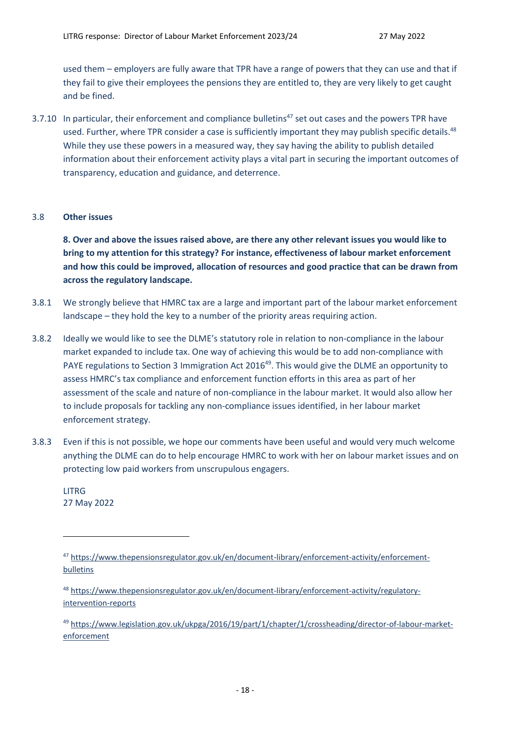used them – employers are fully aware that TPR have a range of powers that they can use and that if they fail to give their employees the pensions they are entitled to, they are very likely to get caught and be fined.

3.7.10 In particular, their enforcement and compliance bulletins[47] set out cases and the powers TPR have used. Further, where TPR consider a case is sufficiently important they may publish specific details.[48] While they use these powers in a measured way, they say having the ability to publish detailed information about their enforcement activity plays a vital part in securing the important outcomes of transparency, education and guidance, and deterrence.

## 3.8 Other issues

**8. Over and above the issues raised above, are there any other relevant issues you would like to bring to my attention for this strategy? For instance, effectiveness of labour market enforcement and how this could be improved, allocation of resources and good practice that can be drawn from across the regulatory landscape.**

3.8.1 We strongly believe that HMRC tax are a large and important part of the labour market enforcement landscape – they hold the key to a number of the priority areas requiring action.

3.8.2 Ideally we would like to see the DLME's statutory role in relation to non-compliance in the labour market expanded to include tax. One way of achieving this would be to add non-compliance with PAYE regulations to Section 3 Immigration Act 2016[49]. This would give the DLME an opportunity to assess HMRC's tax compliance and enforcement function efforts in this area as part of her assessment of the scale and nature of non-compliance in the labour market. It would also allow her to include proposals for tackling any non-compliance issues identified, in her labour market enforcement strategy.

3.8.3 Even if this is not possible, we hope our comments have been useful and would very much welcome anything the DLME can do to help encourage HMRC to work with her on labour market issues and on protecting low paid workers from unscrupulous engagers.

LITRG
27 May 2022

---

[47] https://www.thepensionsregulator.gov.uk/en/document-library/enforcement-activity/enforcement-bulletins

[48] https://www.thepensionsregulator.gov.uk/en/document-library/enforcement-activity/regulatory-intervention-reports

[49] https://www.legislation.gov.uk/ukpga/2016/19/part/1/chapter/1/crossheading/director-of-labour-market-enforcement